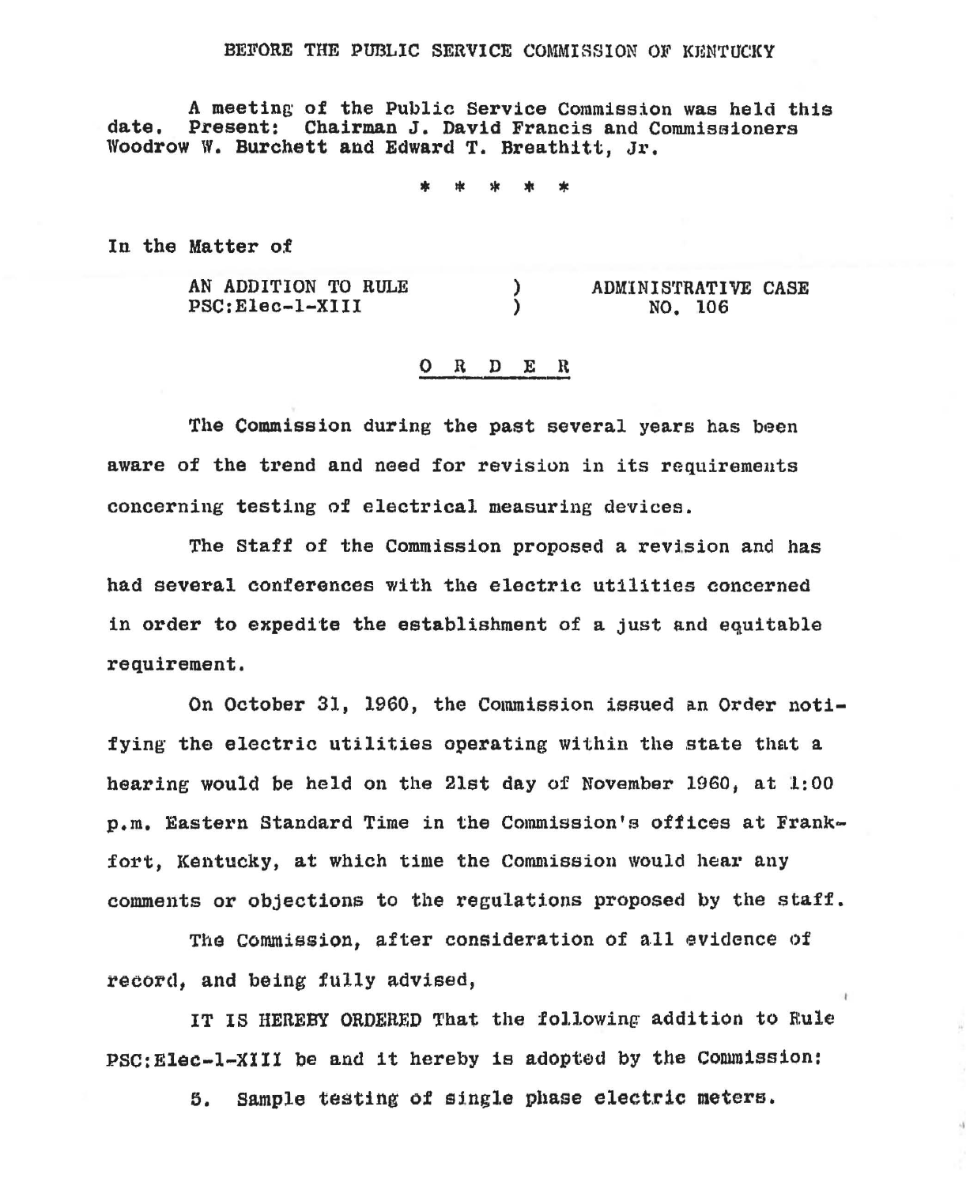BEFORE THE PUBLIC SERVICE COMMISSION OF KENTUCKY

A meeting of the Public Service Commission was held this date. Present: Chairman J. David Francis and Commissioners Woodrow W. Burchett and Edward T. Breathitt, Jr.

\* \* \* \* \*

In the Matter of

| | | |
|---|---|---|
| AN ADDITION TO RULE PSC:Elec-1-XIII | ) ) | ADMINISTRATIVE CASE NO. 106 |

## O R D E R

The Commission during the past several years has been aware of the trend and need for revision in its requirements concerning testing of electrical measuring devices.

The Staff of the Commission proposed a revision and has had several conferences with the electric utilities concerned in order to expedite the establishment of a just and equitable requirement.

On October 31, 1960, the Commission issued an Order notifying the electric utilities operating within the state that a hearing would be held on the 21st day of November 1960, at 1:00 p.m. Eastern Standard Time in the Commission's offices at Frankfort, Kentucky, at which time the Commission would hear any comments or objections to the regulations proposed by the staff.

The Commission, after consideration of all evidence of record, and being fully advised,

IT IS HEREBY ORDERED That the following addition to Rule PSC:Elec-1-XIII be and it hereby is adopted by the Commission:

5. Sample testing of single phase electric meters.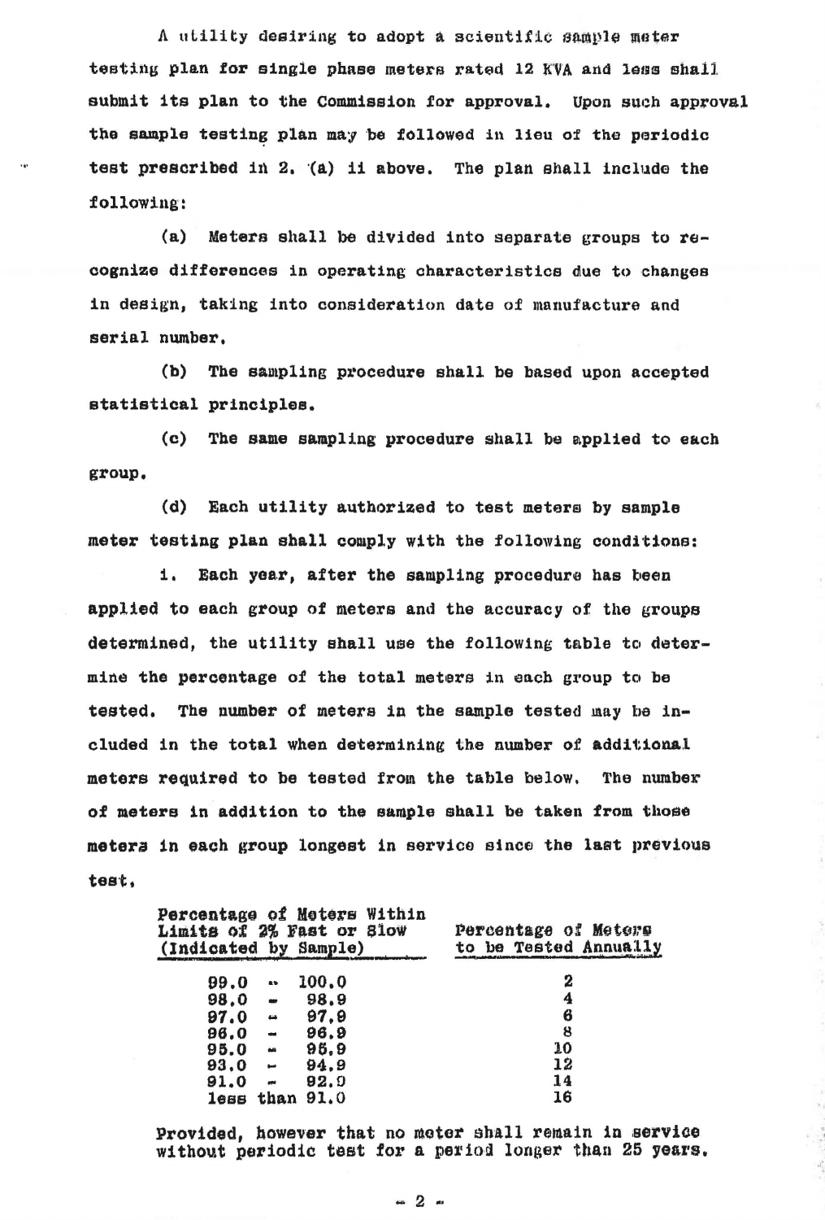A utility desiring to adopt a scientific sample meter testing plan for single phase meters rated 12 KVA and less shall submit its plan to the Commission for approval. Upon such approval the sample testing plan may be followed in lieu of the periodic test prescribed in 2. (a) ii above. The plan shall include the following:

(a) Meters shall be divided into separate groups to recognize differences in operating characteristics due to changes in design, taking into consideration date of manufacture and serial number.

(b) The sampling procedure shall be based upon accepted statistical principles.

(c) The same sampling procedure shall be applied to each group.

(d) Each utility authorized to test meters by sample meter testing plan shall comply with the following conditions:

i. Each year, after the sampling procedure has been applied to each group of meters and the accuracy of the groups determined, the utility shall use the following table to determine the percentage of the total meters in each group to be tested. The number of meters in the sample tested may be included in the total when determining the number of additional meters required to be tested from the table below. The number of meters in addition to the sample shall be taken from those meters in each group longest in service since the last previous test.

| Percentage of Meters Within Limits of 2% Fast or Slow (Indicated by Sample) | Percentage of Meters to be Tested Annually |
|---|---|
| 99.0 - 100.0 | 2 |
| 98.0 - 98.9 | 4 |
| 97.0 - 97.9 | 6 |
| 96.0 - 96.9 | 8 |
| 95.0 - 95.9 | 10 |
| 93.0 - 94.9 | 12 |
| 91.0 - 92.9 | 14 |
| less than 91.0 | 16 |

Provided, however that no meter shall remain in service without periodic test for a period longer than 25 years.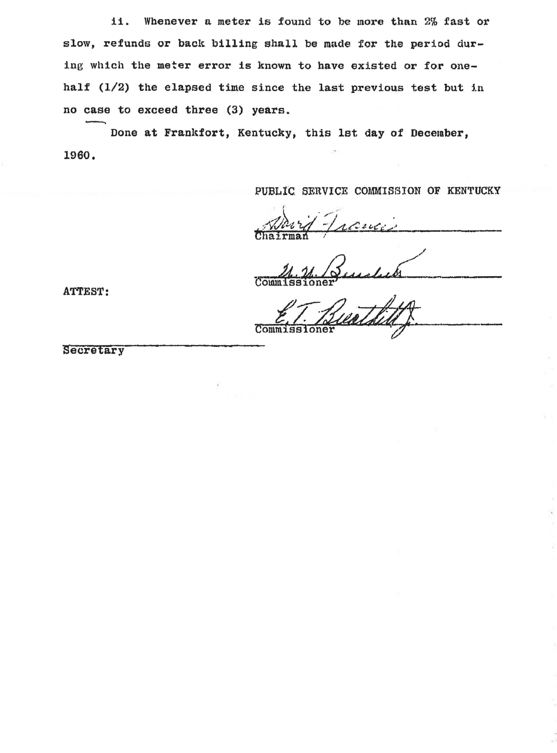ii. Whenever a meter is found to be more than 2% fast or slow, refunds or back billing shall be made for the period during which the meter error is known to have existed or for one-half (1/2) the elapsed time since the last previous test but in no case to exceed three (3) years.

Done at Frankfort, Kentucky, this 1st day of December, 1960.

PUBLIC SERVICE COMMISSION OF KENTUCKY

Chairman

Commissioner

Commissioner

ATTEST:

Secretary